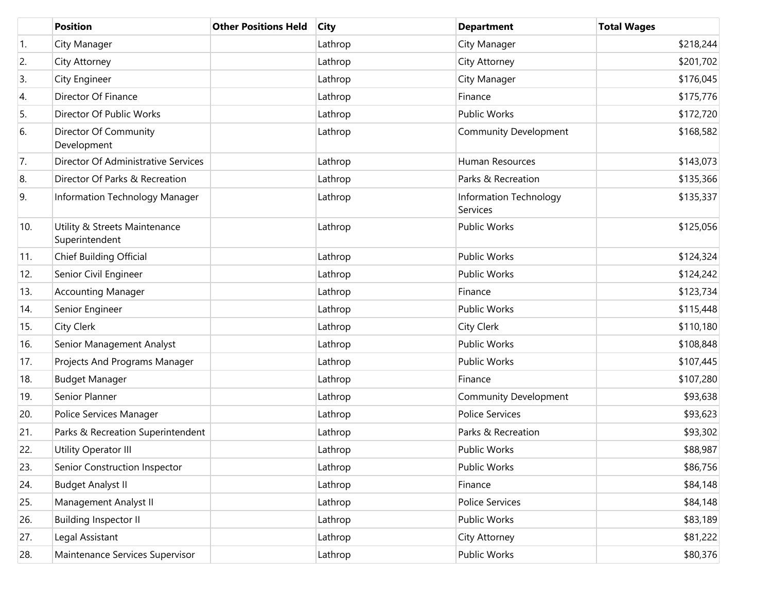| | Position | Other Positions Held | City | Department | Total Wages |
|---|---|---|---|---|---|
| 1. | City Manager | | Lathrop | City Manager | $218,244 |
| 2. | City Attorney | | Lathrop | City Attorney | $201,702 |
| 3. | City Engineer | | Lathrop | City Manager | $176,045 |
| 4. | Director Of Finance | | Lathrop | Finance | $175,776 |
| 5. | Director Of Public Works | | Lathrop | Public Works | $172,720 |
| 6. | Director Of Community Development | | Lathrop | Community Development | $168,582 |
| 7. | Director Of Administrative Services | | Lathrop | Human Resources | $143,073 |
| 8. | Director Of Parks & Recreation | | Lathrop | Parks & Recreation | $135,366 |
| 9. | Information Technology Manager | | Lathrop | Information Technology Services | $135,337 |
| 10. | Utility & Streets Maintenance Superintendent | | Lathrop | Public Works | $125,056 |
| 11. | Chief Building Official | | Lathrop | Public Works | $124,324 |
| 12. | Senior Civil Engineer | | Lathrop | Public Works | $124,242 |
| 13. | Accounting Manager | | Lathrop | Finance | $123,734 |
| 14. | Senior Engineer | | Lathrop | Public Works | $115,448 |
| 15. | City Clerk | | Lathrop | City Clerk | $110,180 |
| 16. | Senior Management Analyst | | Lathrop | Public Works | $108,848 |
| 17. | Projects And Programs Manager | | Lathrop | Public Works | $107,445 |
| 18. | Budget Manager | | Lathrop | Finance | $107,280 |
| 19. | Senior Planner | | Lathrop | Community Development | $93,638 |
| 20. | Police Services Manager | | Lathrop | Police Services | $93,623 |
| 21. | Parks & Recreation Superintendent | | Lathrop | Parks & Recreation | $93,302 |
| 22. | Utility Operator III | | Lathrop | Public Works | $88,987 |
| 23. | Senior Construction Inspector | | Lathrop | Public Works | $86,756 |
| 24. | Budget Analyst II | | Lathrop | Finance | $84,148 |
| 25. | Management Analyst II | | Lathrop | Police Services | $84,148 |
| 26. | Building Inspector II | | Lathrop | Public Works | $83,189 |
| 27. | Legal Assistant | | Lathrop | City Attorney | $81,222 |
| 28. | Maintenance Services Supervisor | | Lathrop | Public Works | $80,376 |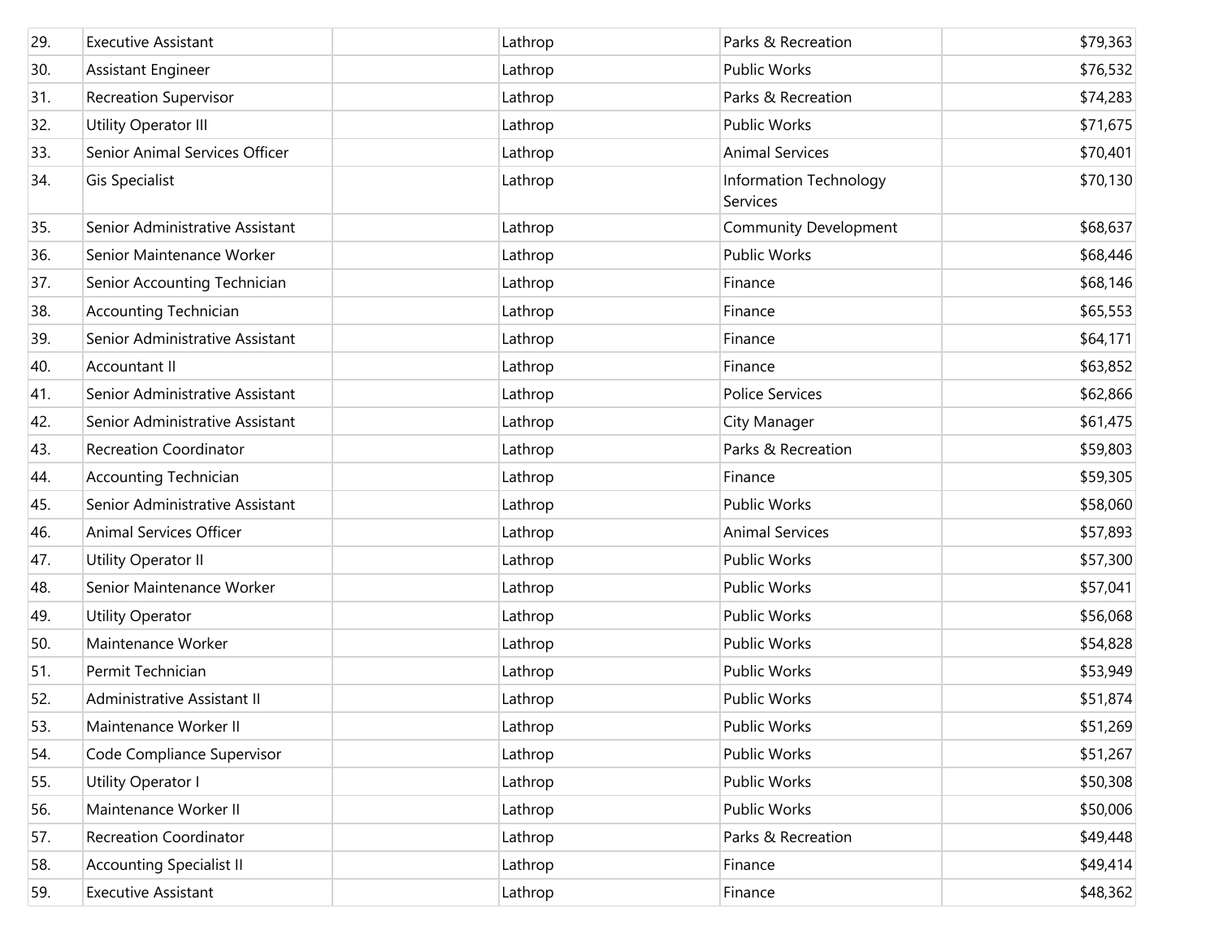| | | | | | |
|---|---|---|---|---|---|
| 29. | Executive Assistant | | Lathrop | Parks & Recreation | $79,363 |
| 30. | Assistant Engineer | | Lathrop | Public Works | $76,532 |
| 31. | Recreation Supervisor | | Lathrop | Parks & Recreation | $74,283 |
| 32. | Utility Operator III | | Lathrop | Public Works | $71,675 |
| 33. | Senior Animal Services Officer | | Lathrop | Animal Services | $70,401 |
| 34. | Gis Specialist | | Lathrop | Information Technology Services | $70,130 |
| 35. | Senior Administrative Assistant | | Lathrop | Community Development | $68,637 |
| 36. | Senior Maintenance Worker | | Lathrop | Public Works | $68,446 |
| 37. | Senior Accounting Technician | | Lathrop | Finance | $68,146 |
| 38. | Accounting Technician | | Lathrop | Finance | $65,553 |
| 39. | Senior Administrative Assistant | | Lathrop | Finance | $64,171 |
| 40. | Accountant II | | Lathrop | Finance | $63,852 |
| 41. | Senior Administrative Assistant | | Lathrop | Police Services | $62,866 |
| 42. | Senior Administrative Assistant | | Lathrop | City Manager | $61,475 |
| 43. | Recreation Coordinator | | Lathrop | Parks & Recreation | $59,803 |
| 44. | Accounting Technician | | Lathrop | Finance | $59,305 |
| 45. | Senior Administrative Assistant | | Lathrop | Public Works | $58,060 |
| 46. | Animal Services Officer | | Lathrop | Animal Services | $57,893 |
| 47. | Utility Operator II | | Lathrop | Public Works | $57,300 |
| 48. | Senior Maintenance Worker | | Lathrop | Public Works | $57,041 |
| 49. | Utility Operator | | Lathrop | Public Works | $56,068 |
| 50. | Maintenance Worker | | Lathrop | Public Works | $54,828 |
| 51. | Permit Technician | | Lathrop | Public Works | $53,949 |
| 52. | Administrative Assistant II | | Lathrop | Public Works | $51,874 |
| 53. | Maintenance Worker II | | Lathrop | Public Works | $51,269 |
| 54. | Code Compliance Supervisor | | Lathrop | Public Works | $51,267 |
| 55. | Utility Operator I | | Lathrop | Public Works | $50,308 |
| 56. | Maintenance Worker II | | Lathrop | Public Works | $50,006 |
| 57. | Recreation Coordinator | | Lathrop | Parks & Recreation | $49,448 |
| 58. | Accounting Specialist II | | Lathrop | Finance | $49,414 |
| 59. | Executive Assistant | | Lathrop | Finance | $48,362 |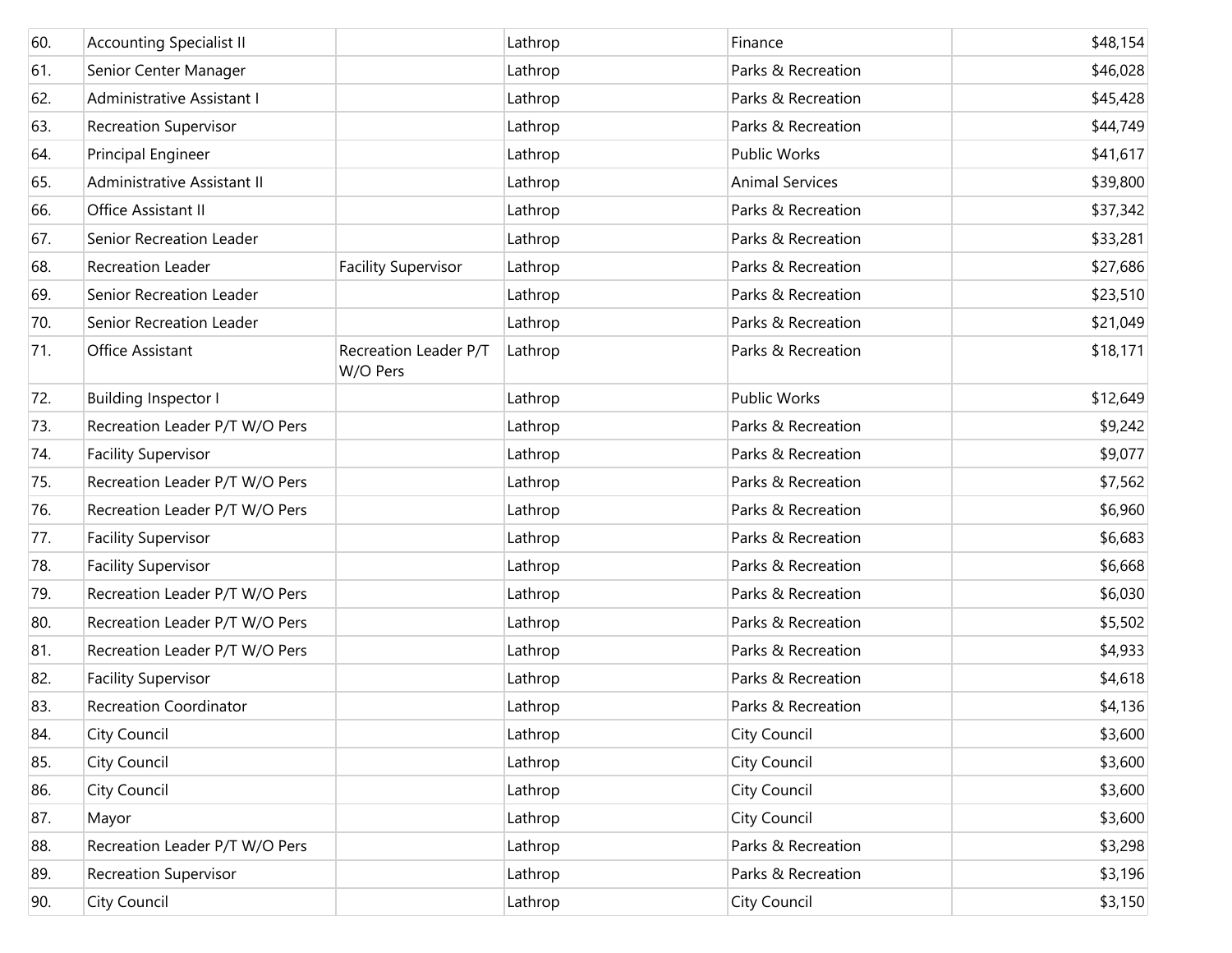| | | | | | |
|---|---|---|---|---|---|
| 60. | Accounting Specialist II | | Lathrop | Finance | $48,154 |
| 61. | Senior Center Manager | | Lathrop | Parks & Recreation | $46,028 |
| 62. | Administrative Assistant I | | Lathrop | Parks & Recreation | $45,428 |
| 63. | Recreation Supervisor | | Lathrop | Parks & Recreation | $44,749 |
| 64. | Principal Engineer | | Lathrop | Public Works | $41,617 |
| 65. | Administrative Assistant II | | Lathrop | Animal Services | $39,800 |
| 66. | Office Assistant II | | Lathrop | Parks & Recreation | $37,342 |
| 67. | Senior Recreation Leader | | Lathrop | Parks & Recreation | $33,281 |
| 68. | Recreation Leader | Facility Supervisor | Lathrop | Parks & Recreation | $27,686 |
| 69. | Senior Recreation Leader | | Lathrop | Parks & Recreation | $23,510 |
| 70. | Senior Recreation Leader | | Lathrop | Parks & Recreation | $21,049 |
| 71. | Office Assistant | Recreation Leader P/T W/O Pers | Lathrop | Parks & Recreation | $18,171 |
| 72. | Building Inspector I | | Lathrop | Public Works | $12,649 |
| 73. | Recreation Leader P/T W/O Pers | | Lathrop | Parks & Recreation | $9,242 |
| 74. | Facility Supervisor | | Lathrop | Parks & Recreation | $9,077 |
| 75. | Recreation Leader P/T W/O Pers | | Lathrop | Parks & Recreation | $7,562 |
| 76. | Recreation Leader P/T W/O Pers | | Lathrop | Parks & Recreation | $6,960 |
| 77. | Facility Supervisor | | Lathrop | Parks & Recreation | $6,683 |
| 78. | Facility Supervisor | | Lathrop | Parks & Recreation | $6,668 |
| 79. | Recreation Leader P/T W/O Pers | | Lathrop | Parks & Recreation | $6,030 |
| 80. | Recreation Leader P/T W/O Pers | | Lathrop | Parks & Recreation | $5,502 |
| 81. | Recreation Leader P/T W/O Pers | | Lathrop | Parks & Recreation | $4,933 |
| 82. | Facility Supervisor | | Lathrop | Parks & Recreation | $4,618 |
| 83. | Recreation Coordinator | | Lathrop | Parks & Recreation | $4,136 |
| 84. | City Council | | Lathrop | City Council | $3,600 |
| 85. | City Council | | Lathrop | City Council | $3,600 |
| 86. | City Council | | Lathrop | City Council | $3,600 |
| 87. | Mayor | | Lathrop | City Council | $3,600 |
| 88. | Recreation Leader P/T W/O Pers | | Lathrop | Parks & Recreation | $3,298 |
| 89. | Recreation Supervisor | | Lathrop | Parks & Recreation | $3,196 |
| 90. | City Council | | Lathrop | City Council | $3,150 |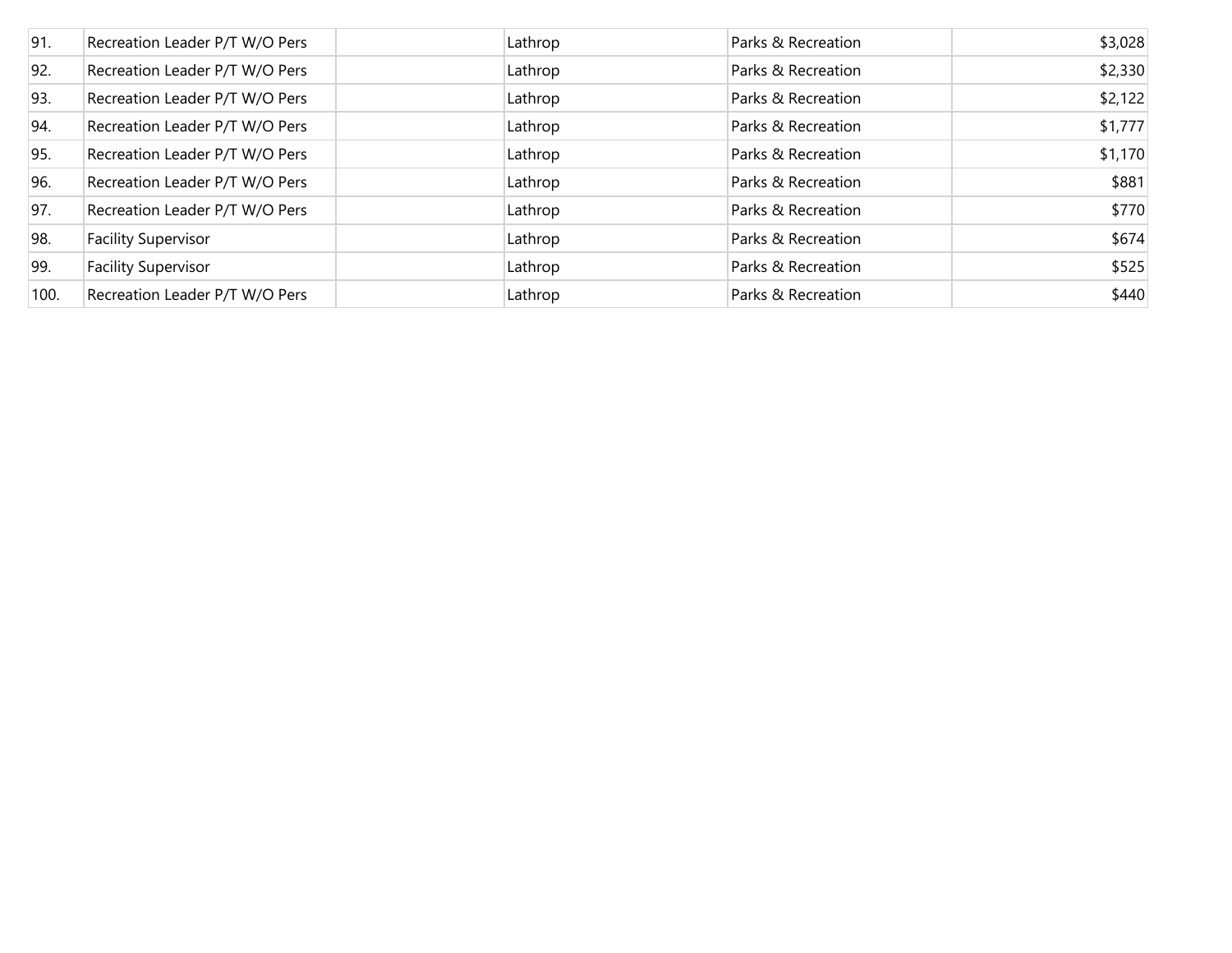| | | | | | |
|---|---|---|---|---|---|
| 91. | Recreation Leader P/T W/O Pers | | Lathrop | Parks & Recreation | $3,028 |
| 92. | Recreation Leader P/T W/O Pers | | Lathrop | Parks & Recreation | $2,330 |
| 93. | Recreation Leader P/T W/O Pers | | Lathrop | Parks & Recreation | $2,122 |
| 94. | Recreation Leader P/T W/O Pers | | Lathrop | Parks & Recreation | $1,777 |
| 95. | Recreation Leader P/T W/O Pers | | Lathrop | Parks & Recreation | $1,170 |
| 96. | Recreation Leader P/T W/O Pers | | Lathrop | Parks & Recreation | $881 |
| 97. | Recreation Leader P/T W/O Pers | | Lathrop | Parks & Recreation | $770 |
| 98. | Facility Supervisor | | Lathrop | Parks & Recreation | $674 |
| 99. | Facility Supervisor | | Lathrop | Parks & Recreation | $525 |
| 100. | Recreation Leader P/T W/O Pers | | Lathrop | Parks & Recreation | $440 |